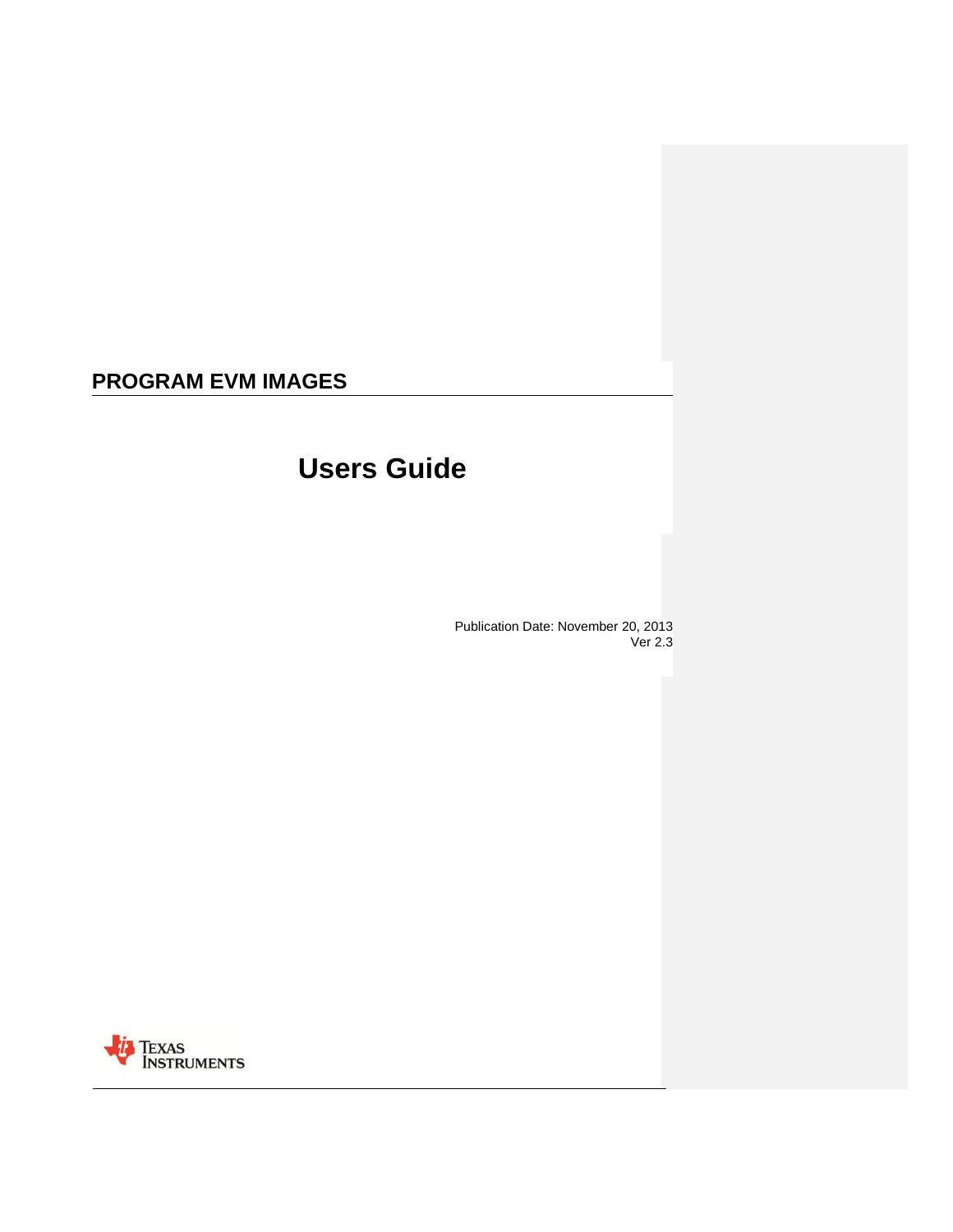# PROGRAM EVM IMAGES

## Users Guide

Publication Date: November 20, 2013
Ver 2.3

Texas Instruments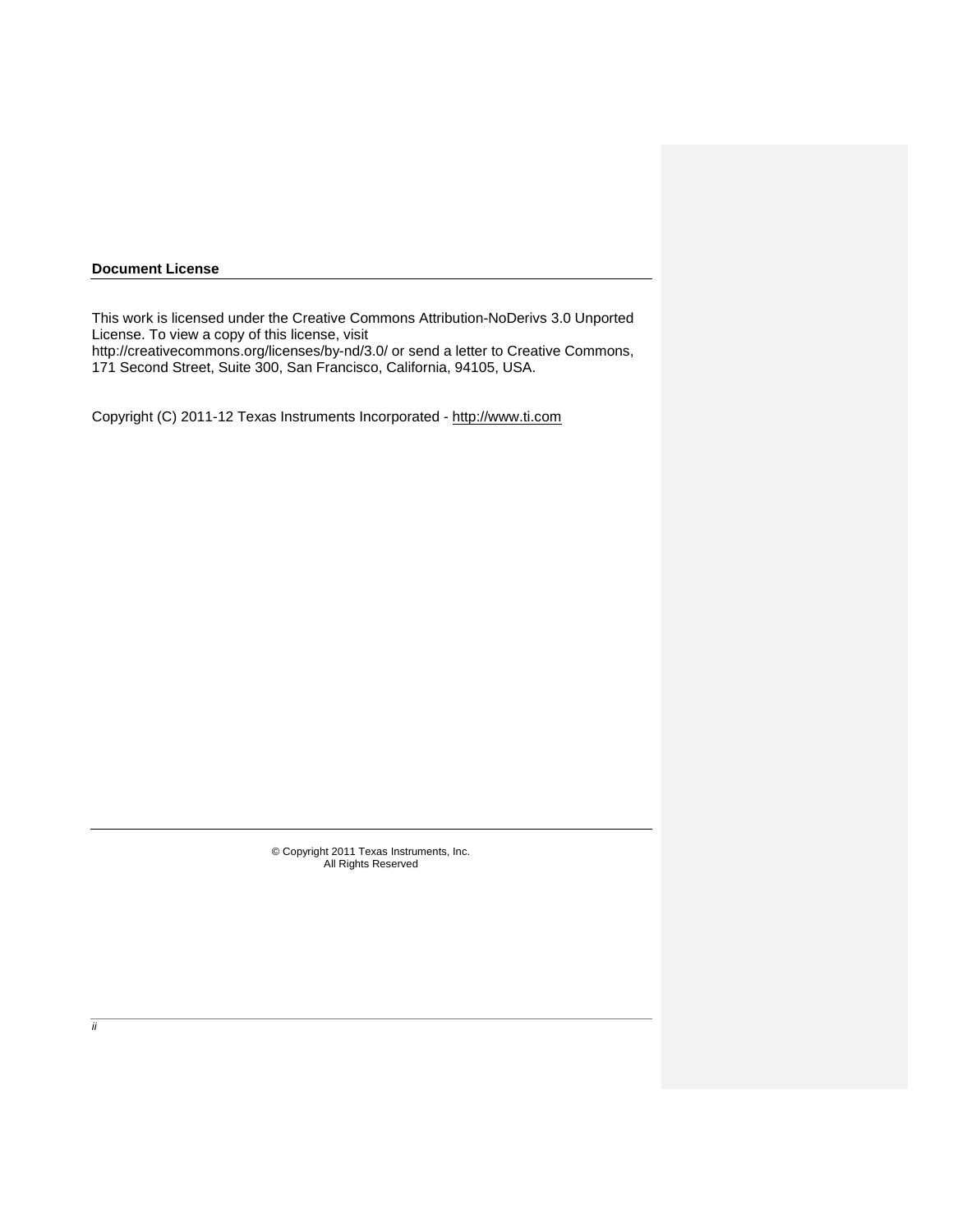**Document License**

This work is licensed under the Creative Commons Attribution-NoDerivs 3.0 Unported License. To view a copy of this license, visit http://creativecommons.org/licenses/by-nd/3.0/ or send a letter to Creative Commons, 171 Second Street, Suite 300, San Francisco, California, 94105, USA.

Copyright (C) 2011-12 Texas Instruments Incorporated - http://www.ti.com

© Copyright 2011 Texas Instruments, Inc.
All Rights Reserved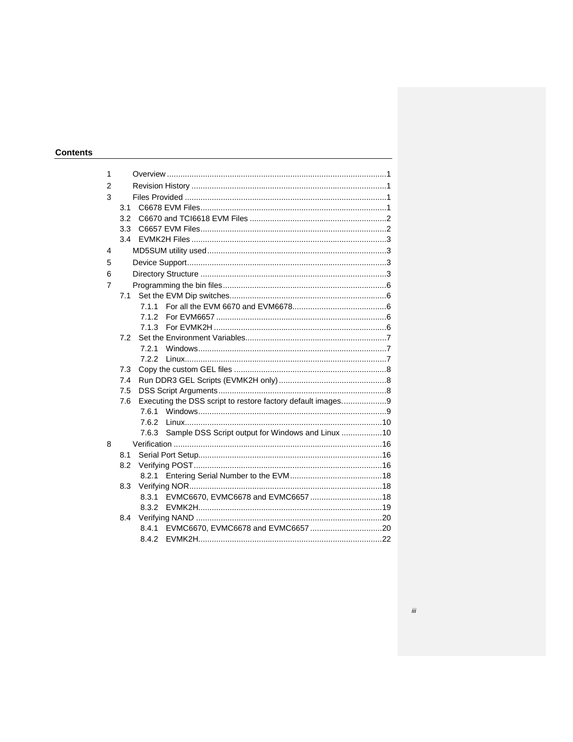## Contents

| | | |
|---|---|---|
| 1 | Overview | 1 |
| 2 | Revision History | 1 |
| 3 | Files Provided | 1 |
| 3.1 | C6678 EVM Files | 1 |
| 3.2 | C6670 and TCI6618 EVM Files | 2 |
| 3.3 | C6657 EVM Files | 2 |
| 3.4 | EVMK2H Files | 3 |
| 4 | MD5SUM utility used | 3 |
| 5 | Device Support | 3 |
| 6 | Directory Structure | 3 |
| 7 | Programming the bin files | 6 |
| 7.1 | Set the EVM Dip switches | 6 |
| 7.1.1 | For all the EVM 6670 and EVM6678 | 6 |
| 7.1.2 | For EVM6657 | 6 |
| 7.1.3 | For EVMK2H | 6 |
| 7.2 | Set the Environment Variables | 7 |
| 7.2.1 | Windows | 7 |
| 7.2.2 | Linux | 7 |
| 7.3 | Copy the custom GEL files | 8 |
| 7.4 | Run DDR3 GEL Scripts (EVMK2H only) | 8 |
| 7.5 | DSS Script Arguments | 8 |
| 7.6 | Executing the DSS script to restore factory default images. | 9 |
| 7.6.1 | Windows | 9 |
| 7.6.2 | Linux | 10 |
| 7.6.3 | Sample DSS Script output for Windows and Linux | 10 |
| 8 | Verification | 16 |
| 8.1 | Serial Port Setup | 16 |
| 8.2 | Verifying POST | 16 |
| 8.2.1 | Entering Serial Number to the EVM | 18 |
| 8.3 | Verifying NOR | 18 |
| 8.3.1 | EVMC6670, EVMC6678 and EVMC6657 | 18 |
| 8.3.2 | EVMK2H | 19 |
| 8.4 | Verifying NAND | 20 |
| 8.4.1 | EVMC6670, EVMC6678 and EVMC6657 | 20 |
| 8.4.2 | EVMK2H | 22 |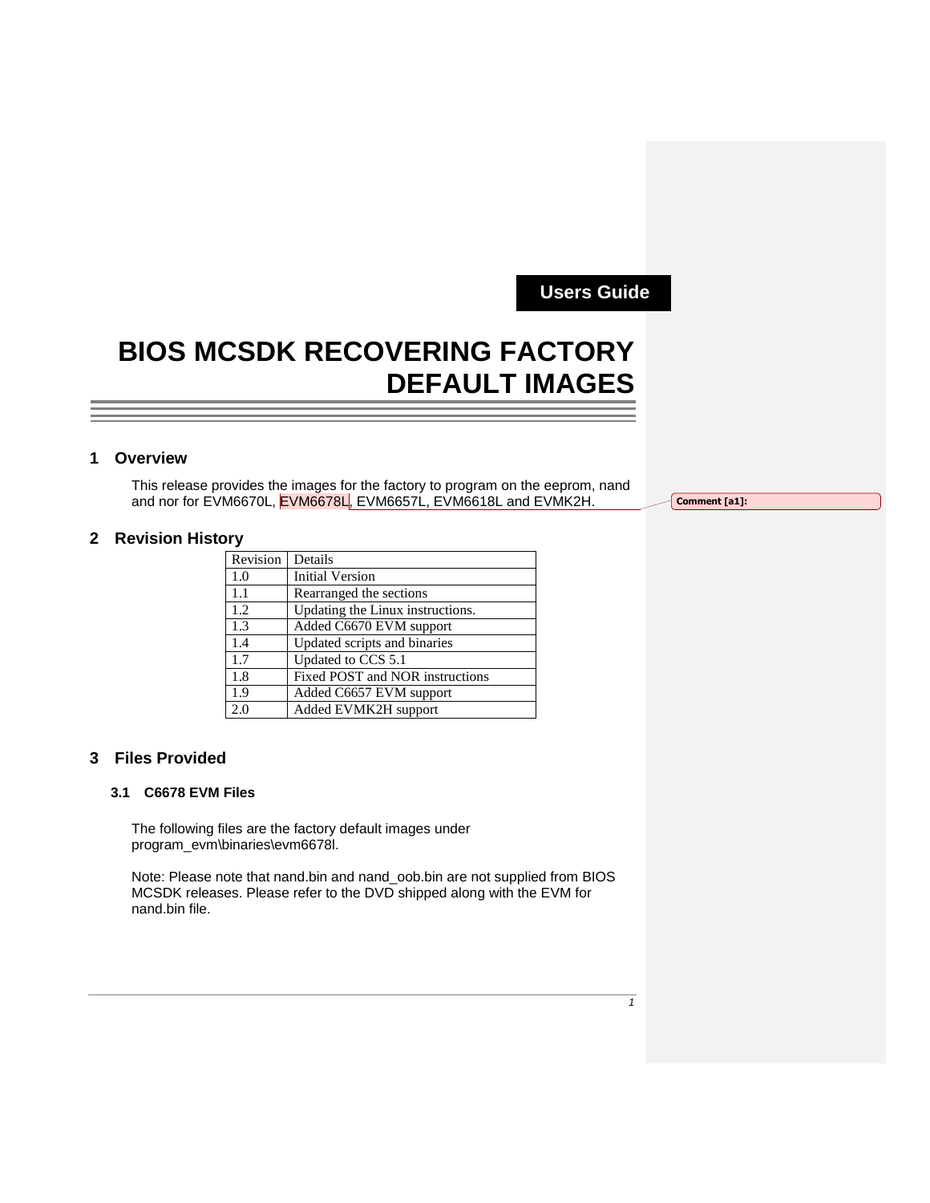Users Guide

# BIOS MCSDK RECOVERING FACTORY DEFAULT IMAGES

## 1 Overview

This release provides the images for the factory to program on the eeprom, nand and nor for EVM6670L, EVM6678L, EVM6657L, EVM6618L and EVMK2H.

Comment [a1]:

## 2 Revision History

| Revision | Details |
|---|---|
| 1.0 | Initial Version |
| 1.1 | Rearranged the sections |
| 1.2 | Updating the Linux instructions. |
| 1.3 | Added C6670 EVM support |
| 1.4 | Updated scripts and binaries |
| 1.7 | Updated to CCS 5.1 |
| 1.8 | Fixed POST and NOR instructions |
| 1.9 | Added C6657 EVM support |
| 2.0 | Added EVMK2H support |

## 3 Files Provided

### 3.1 C6678 EVM Files

The following files are the factory default images under program_evm\binaries\evm6678l.

Note: Please note that nand.bin and nand_oob.bin are not supplied from BIOS MCSDK releases. Please refer to the DVD shipped along with the EVM for nand.bin file.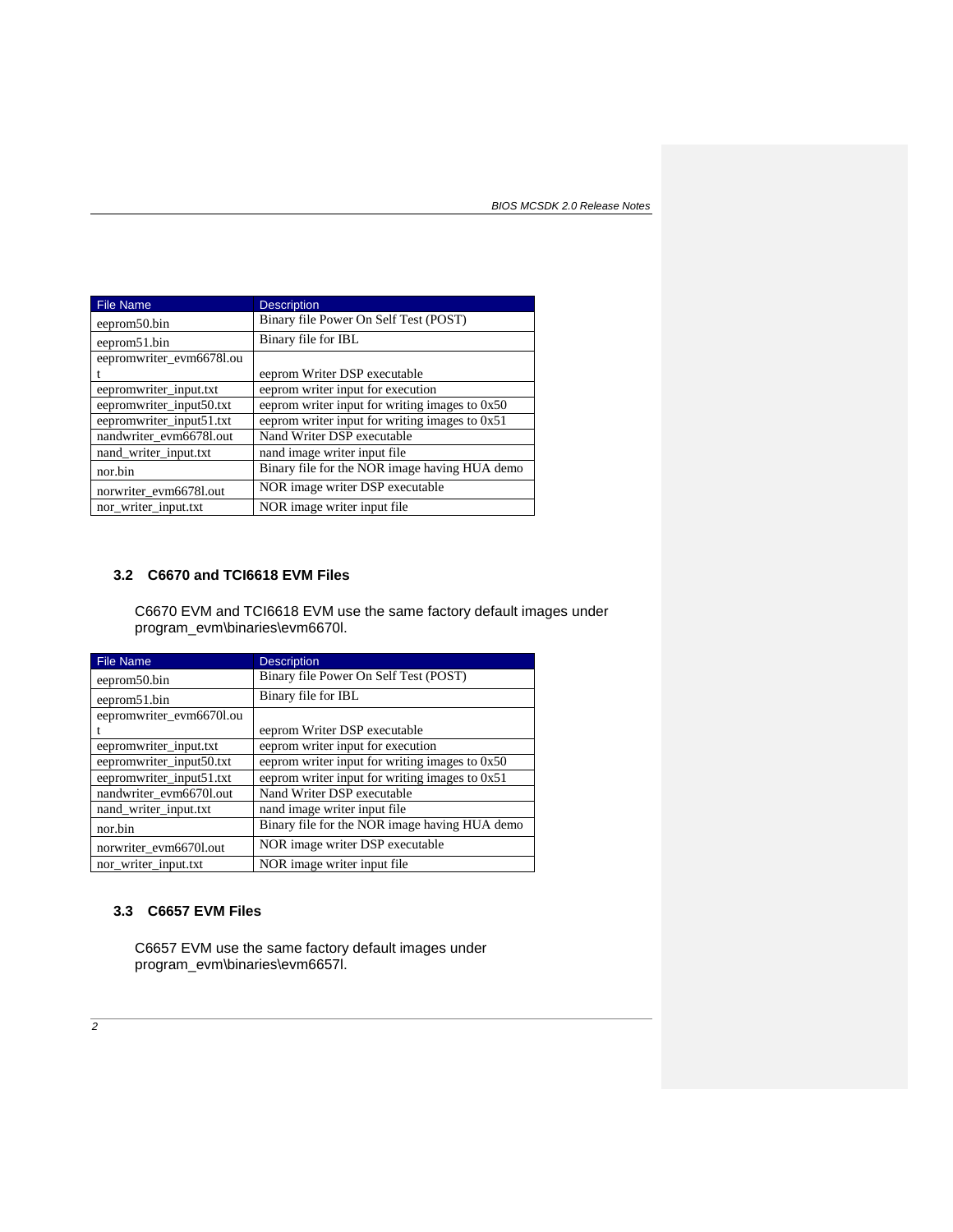| File Name | Description |
| --- | --- |
| eeprom50.bin | Binary file Power On Self Test (POST) |
| eeprom51.bin | Binary file for IBL |
| eepromwriter_evm6678l.out | eeprom Writer DSP executable |
| eepromwriter_input.txt | eeprom writer input for execution |
| eepromwriter_input50.txt | eeprom writer input for writing images to 0x50 |
| eepromwriter_input51.txt | eeprom writer input for writing images to 0x51 |
| nandwriter_evm6678l.out | Nand Writer DSP executable |
| nand_writer_input.txt | nand image writer input file |
| nor.bin | Binary file for the NOR image having HUA demo |
| norwriter_evm6678l.out | NOR image writer DSP executable |
| nor_writer_input.txt | NOR image writer input file |

### 3.2 C6670 and TCI6618 EVM Files

C6670 EVM and TCI6618 EVM use the same factory default images under program_evm\binaries\evm6670l.

| File Name | Description |
| --- | --- |
| eeprom50.bin | Binary file Power On Self Test (POST) |
| eeprom51.bin | Binary file for IBL |
| eepromwriter_evm6670l.out | eeprom Writer DSP executable |
| eepromwriter_input.txt | eeprom writer input for execution |
| eepromwriter_input50.txt | eeprom writer input for writing images to 0x50 |
| eepromwriter_input51.txt | eeprom writer input for writing images to 0x51 |
| nandwriter_evm6670l.out | Nand Writer DSP executable |
| nand_writer_input.txt | nand image writer input file |
| nor.bin | Binary file for the NOR image having HUA demo |
| norwriter_evm6670l.out | NOR image writer DSP executable |
| nor_writer_input.txt | NOR image writer input file |

### 3.3 C6657 EVM Files

C6657 EVM use the same factory default images under program_evm\binaries\evm6657l.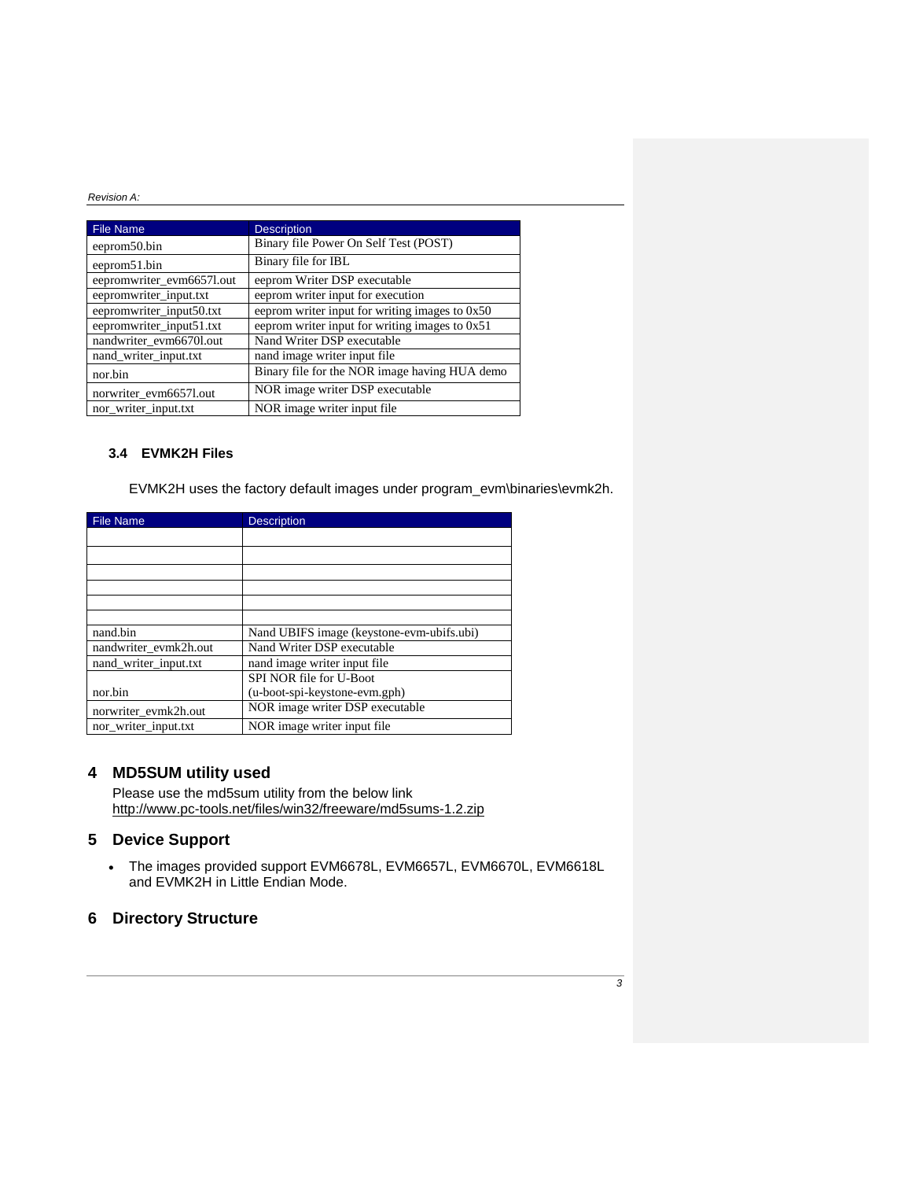| File Name | Description |
| --- | --- |
| eeprom50.bin | Binary file Power On Self Test (POST) |
| eeprom51.bin | Binary file for IBL |
| eepromwriter_evm6657l.out | eeprom Writer DSP executable |
| eepromwriter_input.txt | eeprom writer input for execution |
| eepromwriter_input50.txt | eeprom writer input for writing images to 0x50 |
| eepromwriter_input51.txt | eeprom writer input for writing images to 0x51 |
| nandwriter_evm6670l.out | Nand Writer DSP executable |
| nand_writer_input.txt | nand image writer input file |
| nor.bin | Binary file for the NOR image having HUA demo |
| norwriter_evm6657l.out | NOR image writer DSP executable |
| nor_writer_input.txt | NOR image writer input file |

### 3.4 EVMK2H Files

EVMK2H uses the factory default images under program_evm\binaries\evmk2h.

| File Name | Description |
| --- | --- |
| | |
| | |
| | |
| | |
| | |
| | |
| nand.bin | Nand UBIFS image (keystone-evm-ubifs.ubi) |
| nandwriter_evmk2h.out | Nand Writer DSP executable |
| nand_writer_input.txt | nand image writer input file |
| nor.bin | SPI NOR file for U-Boot (u-boot-spi-keystone-evm.gph) |
| norwriter_evmk2h.out | NOR image writer DSP executable |
| nor_writer_input.txt | NOR image writer input file |

## 4 MD5SUM utility used

Please use the md5sum utility from the below link
http://www.pc-tools.net/files/win32/freeware/md5sums-1.2.zip

## 5 Device Support

- The images provided support EVM6678L, EVM6657L, EVM6670L, EVM6618L and EVMK2H in Little Endian Mode.

## 6 Directory Structure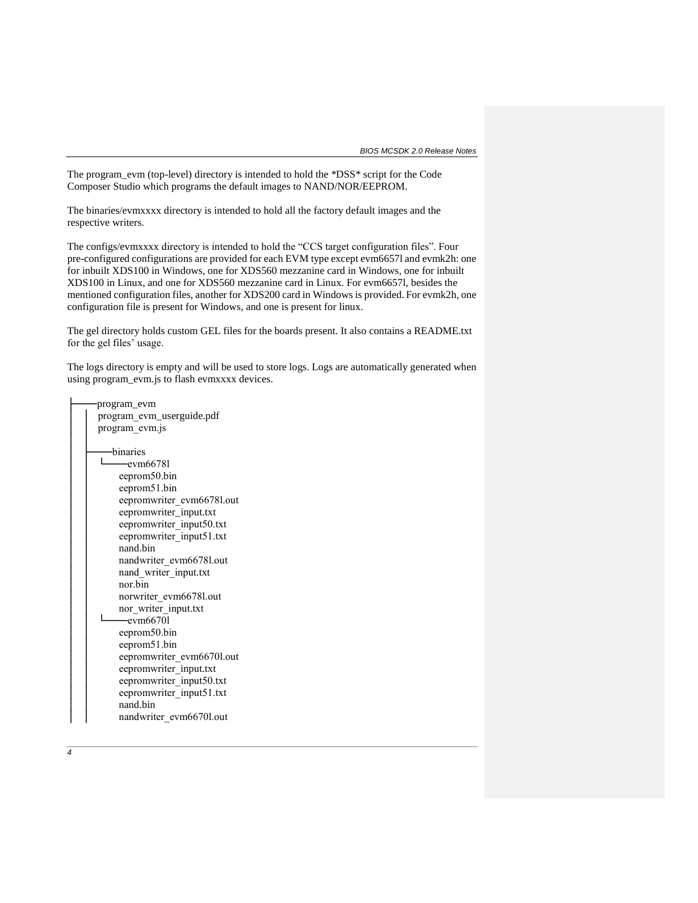The program_evm (top-level) directory is intended to hold the *DSS* script for the Code Composer Studio which programs the default images to NAND/NOR/EEPROM.

The binaries/evmxxxx directory is intended to hold all the factory default images and the respective writers.

The configs/evmxxxx directory is intended to hold the "CCS target configuration files". Four pre-configured configurations are provided for each EVM type except evm6657l and evmk2h: one for inbuilt XDS100 in Windows, one for XDS560 mezzanine card in Windows, one for inbuilt XDS100 in Linux, and one for XDS560 mezzanine card in Linux. For evm6657l, besides the mentioned configuration files, another for XDS200 card in Windows is provided. For evmk2h, one configuration file is present for Windows, and one is present for linux.

The gel directory holds custom GEL files for the boards present. It also contains a README.txt for the gel files' usage.

The logs directory is empty and will be used to store logs. Logs are automatically generated when using program_evm.js to flash evmxxxx devices.

```
├───program_evm
│   │   program_evm_userguide.pdf
│   │   program_evm.js
│   │
│   ├───binaries
│   │   └───evm6678l
│   │           eeprom50.bin
│   │           eeprom51.bin
│   │           eepromwriter_evm6678l.out
│   │           eepromwriter_input.txt
│   │           eepromwriter_input50.txt
│   │           eepromwriter_input51.txt
│   │           nand.bin
│   │           nandwriter_evm6678l.out
│   │           nand_writer_input.txt
│   │           nor.bin
│   │           norwriter_evm6678l.out
│   │           nor_writer_input.txt
│   │   └───evm6670l
│   │           eeprom50.bin
│   │           eeprom51.bin
│   │           eepromwriter_evm6670l.out
│   │           eepromwriter_input.txt
│   │           eepromwriter_input50.txt
│   │           eepromwriter_input51.txt
│   │           nand.bin
│   │           nandwriter_evm6670l.out
```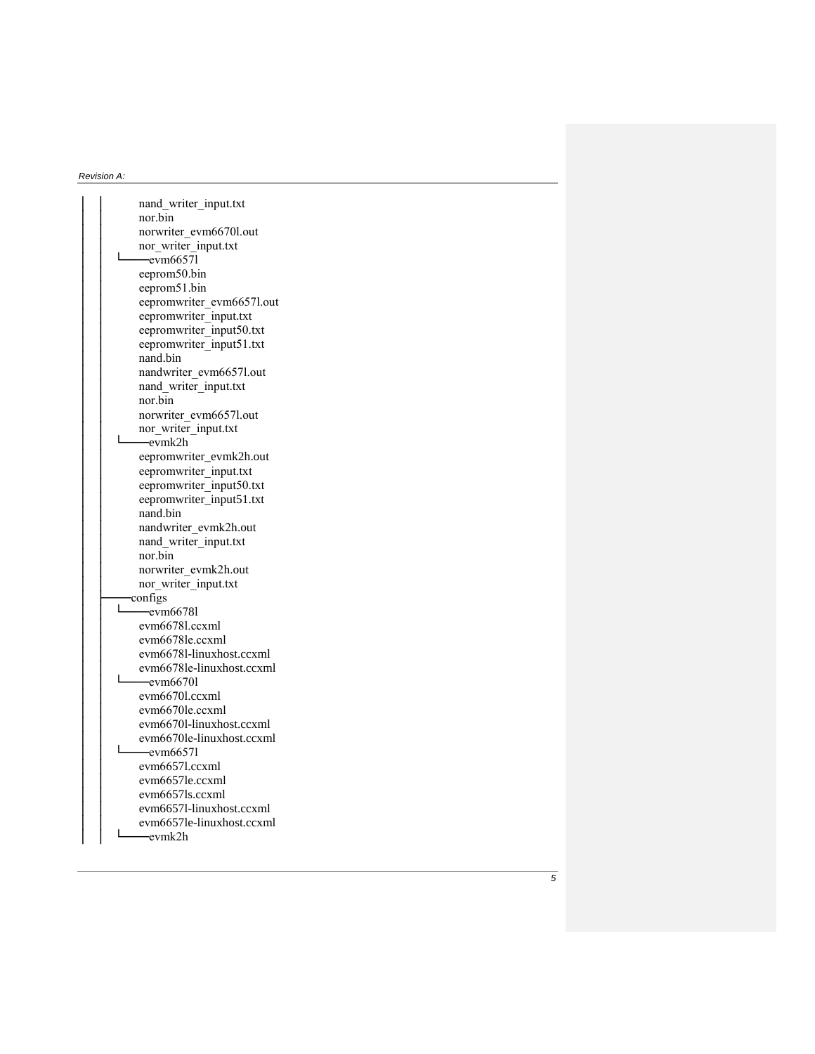```
│   │       nand_writer_input.txt
│   │       nor.bin
│   │       norwriter_evm6670l.out
│   │       nor_writer_input.txt
│   │   └───evm6657l
│   │       eeprom50.bin
│   │       eeprom51.bin
│   │       eepromwriter_evm6657l.out
│   │       eepromwriter_input.txt
│   │       eepromwriter_input50.txt
│   │       eepromwriter_input51.txt
│   │       nand.bin
│   │       nandwriter_evm6657l.out
│   │       nand_writer_input.txt
│   │       nor.bin
│   │       norwriter_evm6657l.out
│   │       nor_writer_input.txt
│   │   └───evmk2h
│   │       eepromwriter_evmk2h.out
│   │       eepromwriter_input.txt
│   │       eepromwriter_input50.txt
│   │       eepromwriter_input51.txt
│   │       nand.bin
│   │       nandwriter_evmk2h.out
│   │       nand_writer_input.txt
│   │       nor.bin
│   │       norwriter_evmk2h.out
│   │       nor_writer_input.txt
│   ├───configs
│   │   └───evm6678l
│   │       evm6678l.ccxml
│   │       evm6678le.ccxml
│   │       evm6678l-linuxhost.ccxml
│   │       evm6678le-linuxhost.ccxml
│   │   └───evm6670l
│   │       evm6670l.ccxml
│   │       evm6670le.ccxml
│   │       evm6670l-linuxhost.ccxml
│   │       evm6670le-linuxhost.ccxml
│   │   └───evm6657l
│   │       evm6657l.ccxml
│   │       evm6657le.ccxml
│   │       evm6657ls.ccxml
│   │       evm6657l-linuxhost.ccxml
│   │       evm6657le-linuxhost.ccxml
│   │   └───evmk2h
```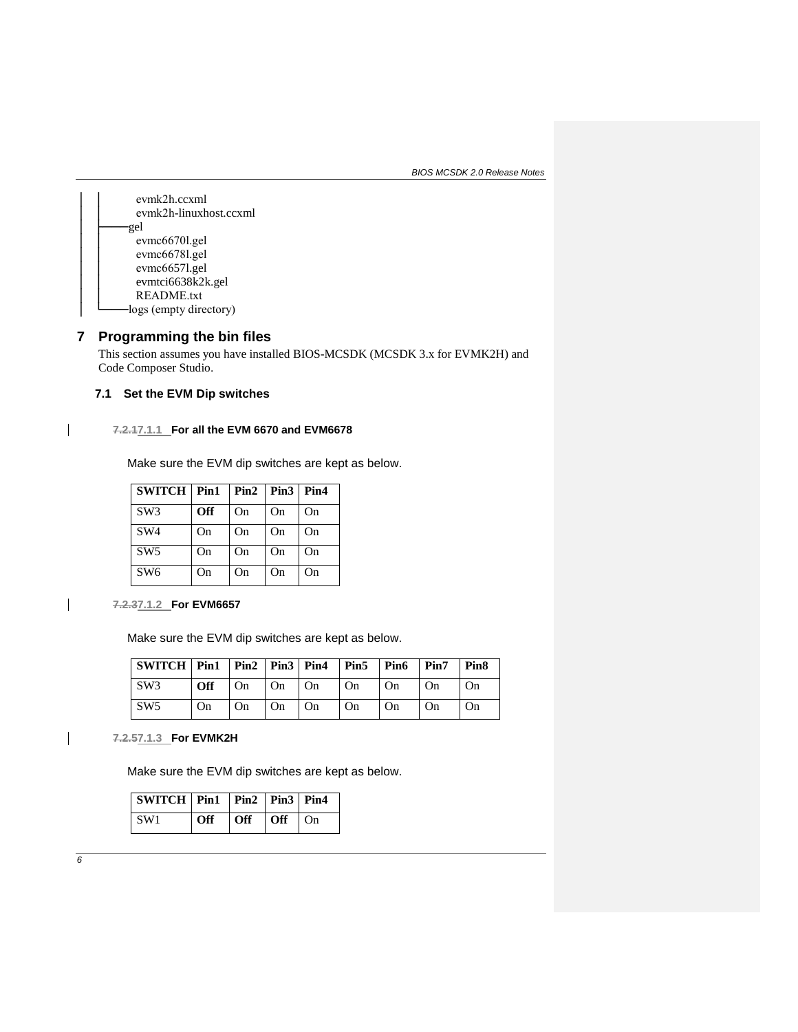```
│   │   evmk2h.ccxml
│   │   evmk2h-linuxhost.ccxml
│   ├───gel
│   │   evmc6670l.gel
│   │   evmc6678l.gel
│   │   evmc6657l.gel
│   │   evmtci6638k2k.gel
│   │   README.txt
│   └───logs (empty directory)
```

# 7 Programming the bin files

This section assumes you have installed BIOS-MCSDK (MCSDK 3.x for EVMK2H) and Code Composer Studio.

## 7.1 Set the EVM Dip switches

#### ~~7.2.1~~7.1.1 For all the EVM 6670 and EVM6678

Make sure the EVM dip switches are kept as below.

| SWITCH | Pin1 | Pin2 | Pin3 | Pin4 |
|---|---|---|---|---|
| SW3 | **Off** | On | On | On |
| SW4 | On | On | On | On |
| SW5 | On | On | On | On |
| SW6 | On | On | On | On |

#### ~~7.2.3~~7.1.2 For EVM6657

Make sure the EVM dip switches are kept as below.

| SWITCH | Pin1 | Pin2 | Pin3 | Pin4 | Pin5 | Pin6 | Pin7 | Pin8 |
|---|---|---|---|---|---|---|---|---|
| SW3 | **Off** | On | On | On | On | On | On | On |
| SW5 | On | On | On | On | On | On | On | On |

#### ~~7.2.5~~7.1.3 For EVMK2H

Make sure the EVM dip switches are kept as below.

| SWITCH | Pin1 | Pin2 | Pin3 | Pin4 |
|---|---|---|---|---|
| SW1 | **Off** | **Off** | **Off** | On |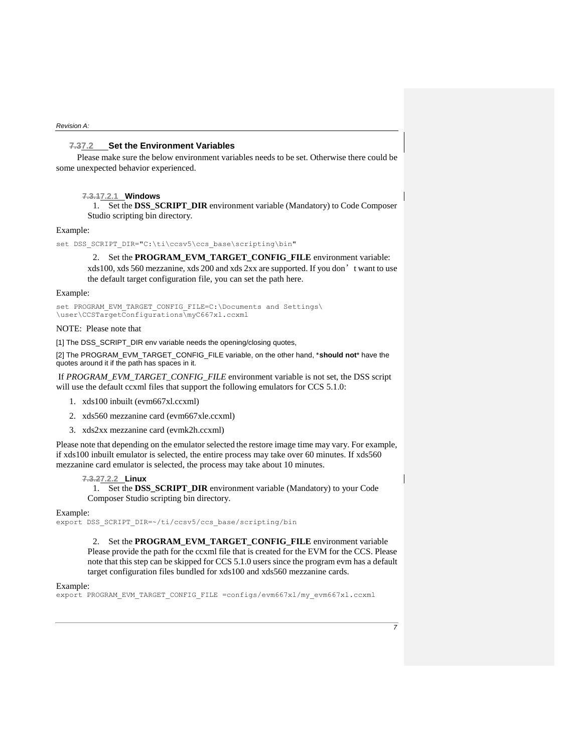### 7.2 Set the Environment Variables

Please make sure the below environment variables needs to be set. Otherwise there could be some unexpected behavior experienced.

#### 7.2.1 Windows

1. Set the **DSS_SCRIPT_DIR** environment variable (Mandatory) to Code Composer Studio scripting bin directory.

Example:

```
set DSS_SCRIPT_DIR="C:\ti\ccsv5\ccs_base\scripting\bin"
```

2. Set the **PROGRAM_EVM_TARGET_CONFIG_FILE** environment variable: xds100, xds 560 mezzanine, xds 200 and xds 2xx are supported. If you don't want to use the default target configuration file, you can set the path here.

Example:

```
set PROGRAM_EVM_TARGET_CONFIG_FILE=C:\Documents and Settings\
\user\CCSTargetConfigurations\myC667xl.ccxml
```

NOTE: Please note that

[1] The DSS_SCRIPT_DIR env variable needs the opening/closing quotes,

[2] The PROGRAM_EVM_TARGET_CONFIG_FILE variable, on the other hand, ***should not*** have the quotes around it if the path has spaces in it.

If *PROGRAM_EVM_TARGET_CONFIG_FILE* environment variable is not set, the DSS script will use the default ccxml files that support the following emulators for CCS 5.1.0:

1. xds100 inbuilt (evm667xl.ccxml)
2. xds560 mezzanine card (evm667xle.ccxml)
3. xds2xx mezzanine card (evmk2h.ccxml)

Please note that depending on the emulator selected the restore image time may vary. For example, if xds100 inbuilt emulator is selected, the entire process may take over 60 minutes. If xds560 mezzanine card emulator is selected, the process may take about 10 minutes.

#### 7.2.2 Linux

1. Set the **DSS_SCRIPT_DIR** environment variable (Mandatory) to your Code Composer Studio scripting bin directory.

Example:

```
export DSS_SCRIPT_DIR=~/ti/ccsv5/ccs_base/scripting/bin
```

2. Set the **PROGRAM_EVM_TARGET_CONFIG_FILE** environment variable Please provide the path for the ccxml file that is created for the EVM for the CCS. Please note that this step can be skipped for CCS 5.1.0 users since the program evm has a default target configuration files bundled for xds100 and xds560 mezzanine cards.

Example:

```
export PROGRAM_EVM_TARGET_CONFIG_FILE =configs/evm667xl/my_evm667xl.ccxml
```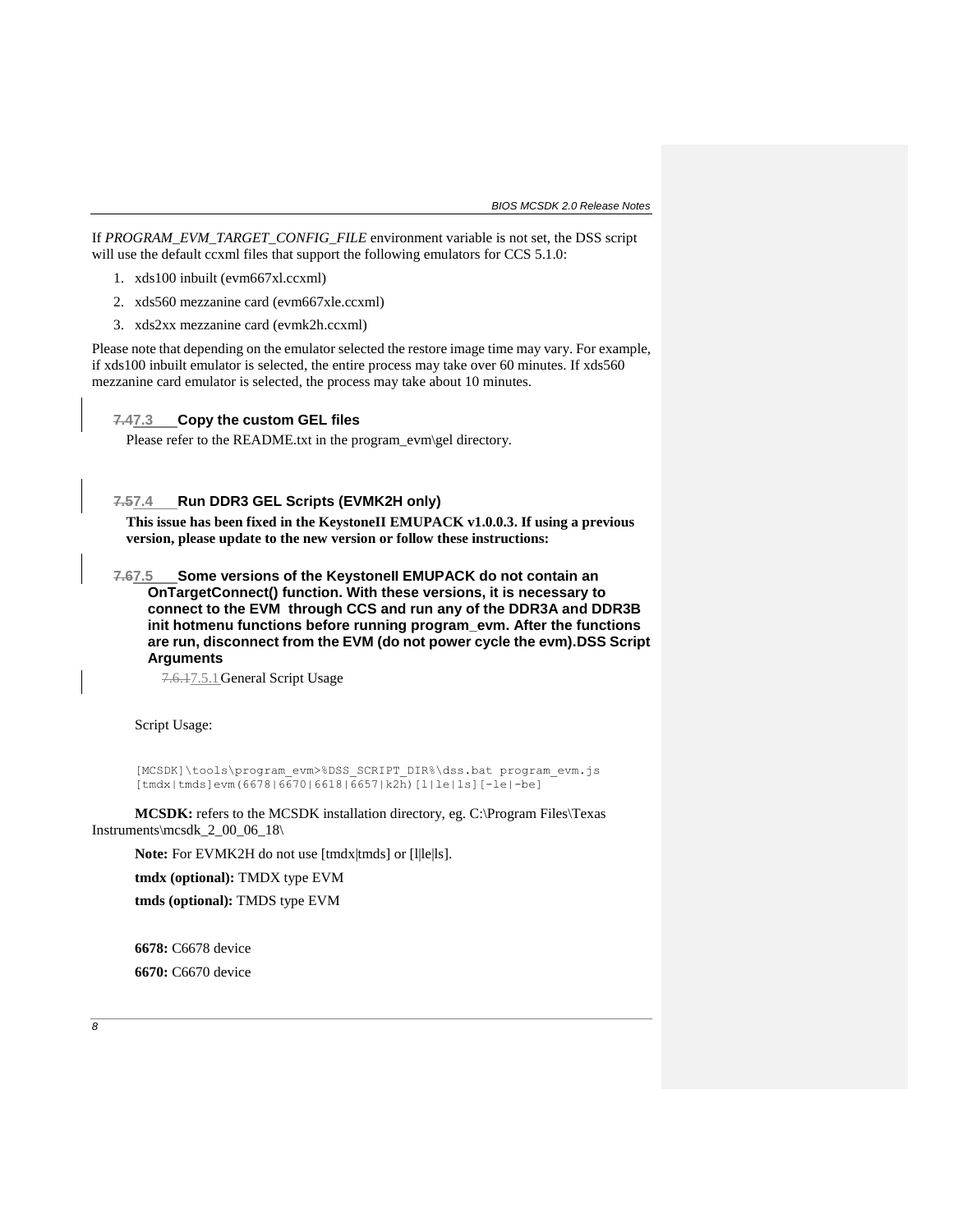If *PROGRAM_EVM_TARGET_CONFIG_FILE* environment variable is not set, the DSS script will use the default ccxml files that support the following emulators for CCS 5.1.0:

1. xds100 inbuilt (evm667xl.ccxml)
2. xds560 mezzanine card (evm667xle.ccxml)
3. xds2xx mezzanine card (evmk2h.ccxml)

Please note that depending on the emulator selected the restore image time may vary. For example, if xds100 inbuilt emulator is selected, the entire process may take over 60 minutes. If xds560 mezzanine card emulator is selected, the process may take about 10 minutes.

### 7.47.3 Copy the custom GEL files

Please refer to the README.txt in the program_evm\gel directory.

### 7.57.4 Run DDR3 GEL Scripts (EVMK2H only)

**This issue has been fixed in the KeystoneII EMUPACK v1.0.0.3. If using a previous version, please update to the new version or follow these instructions:**

### 7.67.5 Some versions of the KeystoneII EMUPACK do not contain an OnTargetConnect() function. With these versions, it is necessary to connect to the EVM through CCS and run any of the DDR3A and DDR3B init hotmenu functions before running program_evm. After the functions are run, disconnect from the EVM (do not power cycle the evm).DSS Script Arguments

#### 7.6.17.5.1 General Script Usage

Script Usage:

```
[MCSDK]\tools\program_evm>%DSS_SCRIPT_DIR%\dss.bat program_evm.js
[tmdx|tmds]evm(6678|6670|6618|6657|k2h)[l|le|ls][-le|-be]
```

**MCSDK:** refers to the MCSDK installation directory, eg. C:\Program Files\Texas Instruments\mcsdk_2_00_06_18\

**Note:** For EVMK2H do not use [tmdx|tmds] or [l|le|ls].

**tmdx (optional):** TMDX type EVM

**tmds (optional):** TMDS type EVM

**6678:** C6678 device

**6670:** C6670 device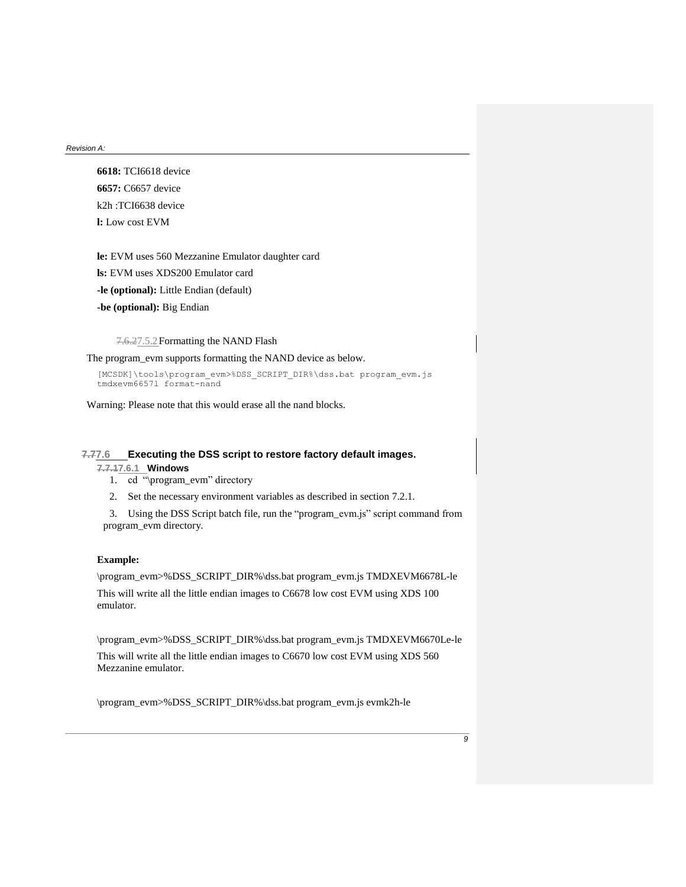**6618:** TCI6618 device

**6657:** C6657 device

k2h :TCI6638 device

**l:** Low cost EVM

**le:** EVM uses 560 Mezzanine Emulator daughter card

**ls:** EVM uses XDS200 Emulator card

**-le (optional):** Little Endian (default)

**-be (optional):** Big Endian

#### 7.5.2 Formatting the NAND Flash

The program_evm supports formatting the NAND device as below.

```
[MCSDK]\tools\program_evm>%DSS_SCRIPT_DIR%\dss.bat program_evm.js
tmdxevm6657l format-nand
```

Warning: Please note that this would erase all the nand blocks.

### 7.6 Executing the DSS script to restore factory default images.

#### 7.6.1 Windows

1. cd "\program_evm" directory
2. Set the necessary environment variables as described in section 7.2.1.
3. Using the DSS Script batch file, run the "program_evm.js" script command from program_evm directory.

**Example:**

\program_evm>%DSS_SCRIPT_DIR%\dss.bat program_evm.js TMDXEVM6678L-le

This will write all the little endian images to C6678 low cost EVM using XDS 100 emulator.

\program_evm>%DSS_SCRIPT_DIR%\dss.bat program_evm.js TMDXEVM6670Le-le

This will write all the little endian images to C6670 low cost EVM using XDS 560 Mezzanine emulator.

\program_evm>%DSS_SCRIPT_DIR%\dss.bat program_evm.js evmk2h-le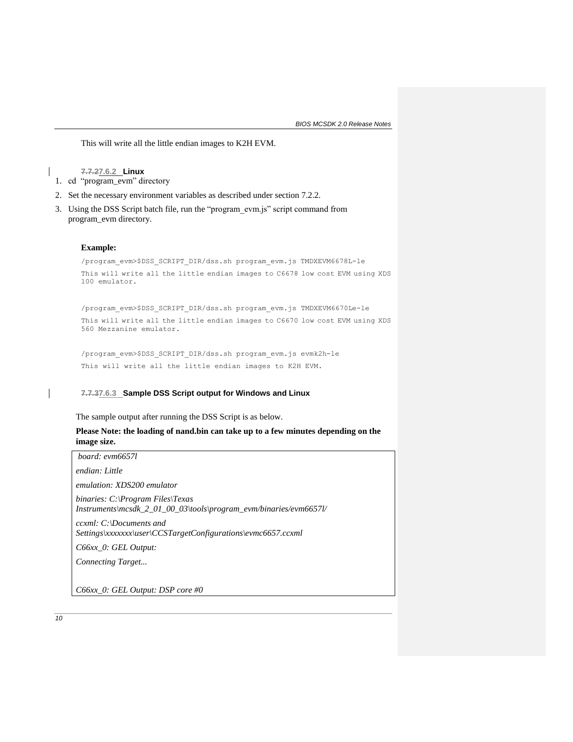This will write all the little endian images to K2H EVM.

#### 7.6.2 Linux

1. cd "program_evm" directory
2. Set the necessary environment variables as described under section 7.2.2.
3. Using the DSS Script batch file, run the "program_evm.js" script command from program_evm directory.

**Example:**

```
/program_evm>$DSS_SCRIPT_DIR/dss.sh program_evm.js TMDXEVM6678L-le
This will write all the little endian images to C6678 low cost EVM using XDS 100 emulator.
```

```
/program_evm>$DSS_SCRIPT_DIR/dss.sh program_evm.js TMDXEVM6670Le-le
This will write all the little endian images to C6670 low cost EVM using XDS 560 Mezzanine emulator.
```

```
/program_evm>$DSS_SCRIPT_DIR/dss.sh program_evm.js evmk2h-le
This will write all the little endian images to K2H EVM.
```

#### 7.6.3 Sample DSS Script output for Windows and Linux

The sample output after running the DSS Script is as below.

**Please Note: the loading of nand.bin can take up to a few minutes depending on the image size.**

```
board: evm6657l

endian: Little

emulation: XDS200 emulator

binaries: C:\Program Files\Texas Instruments\mcsdk_2_01_00_03\tools\program_evm/binaries/evm6657l/

ccxml: C:\Documents and Settings\xxxxxxx\user\CCSTargetConfigurations\evmc6657.ccxml

C66xx_0: GEL Output:

Connecting Target...


C66xx_0: GEL Output: DSP core #0
```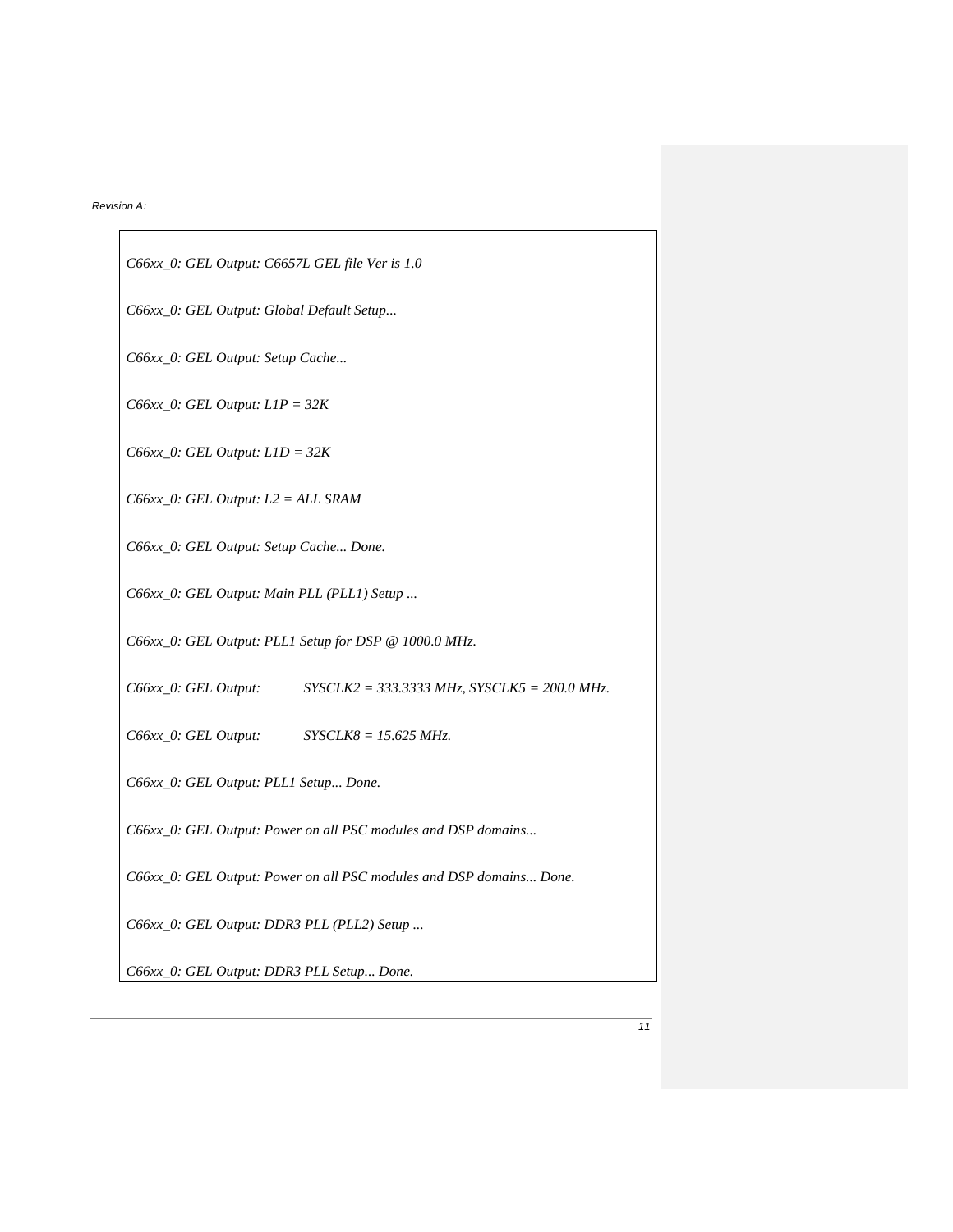```
C66xx_0: GEL Output: C6657L GEL file Ver is 1.0

C66xx_0: GEL Output: Global Default Setup...

C66xx_0: GEL Output: Setup Cache...

C66xx_0: GEL Output: L1P = 32K

C66xx_0: GEL Output: L1D = 32K

C66xx_0: GEL Output: L2 = ALL SRAM

C66xx_0: GEL Output: Setup Cache... Done.

C66xx_0: GEL Output: Main PLL (PLL1) Setup ...

C66xx_0: GEL Output: PLL1 Setup for DSP @ 1000.0 MHz.

C66xx_0: GEL Output:          SYSCLK2 = 333.3333 MHz, SYSCLK5 = 200.0 MHz.

C66xx_0: GEL Output:          SYSCLK8 = 15.625 MHz.

C66xx_0: GEL Output: PLL1 Setup... Done.

C66xx_0: GEL Output: Power on all PSC modules and DSP domains...

C66xx_0: GEL Output: Power on all PSC modules and DSP domains... Done.

C66xx_0: GEL Output: DDR3 PLL (PLL2) Setup ...

C66xx_0: GEL Output: DDR3 PLL Setup... Done.
```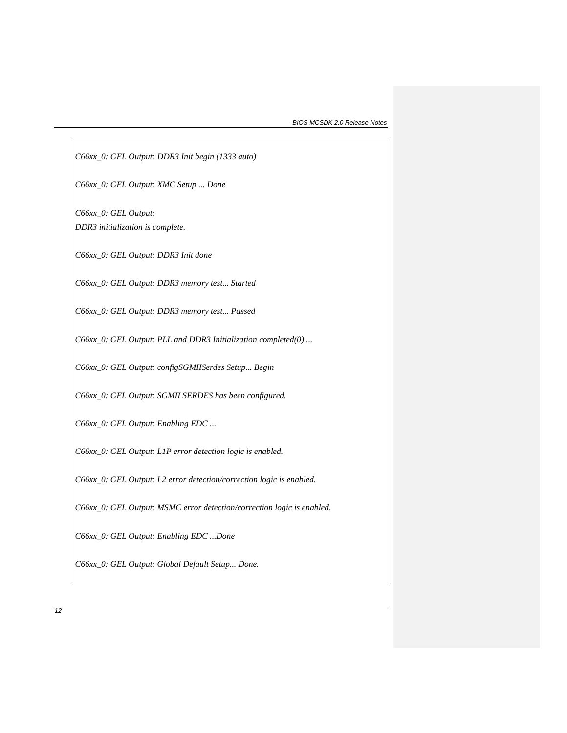```
C66xx_0: GEL Output: DDR3 Init begin (1333 auto)

C66xx_0: GEL Output: XMC Setup ... Done

C66xx_0: GEL Output:
DDR3 initialization is complete.

C66xx_0: GEL Output: DDR3 Init done

C66xx_0: GEL Output: DDR3 memory test... Started

C66xx_0: GEL Output: DDR3 memory test... Passed

C66xx_0: GEL Output: PLL and DDR3 Initialization completed(0) ...

C66xx_0: GEL Output: configSGMIISerdes Setup... Begin

C66xx_0: GEL Output: SGMII SERDES has been configured.

C66xx_0: GEL Output: Enabling EDC ...

C66xx_0: GEL Output: L1P error detection logic is enabled.

C66xx_0: GEL Output: L2 error detection/correction logic is enabled.

C66xx_0: GEL Output: MSMC error detection/correction logic is enabled.

C66xx_0: GEL Output: Enabling EDC ...Done

C66xx_0: GEL Output: Global Default Setup... Done.
```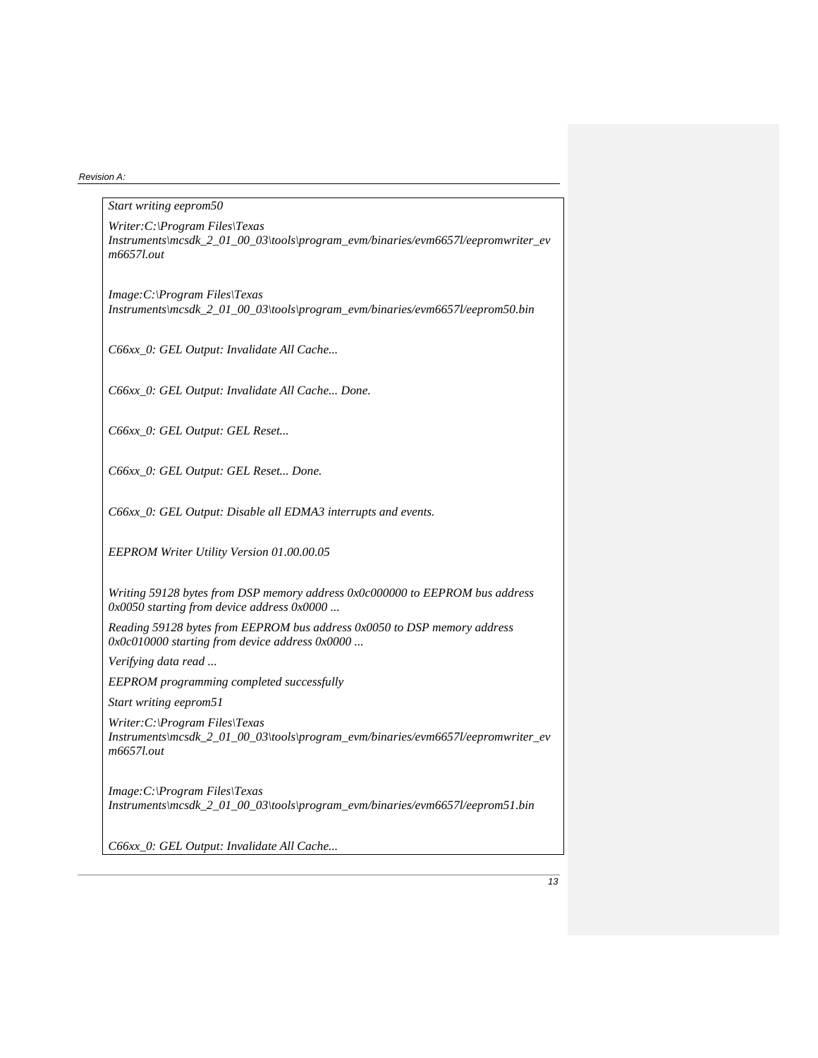```
Start writing eeprom50

Writer:C:\Program Files\Texas Instruments\mcsdk_2_01_00_03\tools\program_evm/binaries/evm6657l/eepromwriter_evm6657l.out

Image:C:\Program Files\Texas Instruments\mcsdk_2_01_00_03\tools\program_evm/binaries/evm6657l/eeprom50.bin

C66xx_0: GEL Output: Invalidate All Cache...

C66xx_0: GEL Output: Invalidate All Cache... Done.

C66xx_0: GEL Output: GEL Reset...

C66xx_0: GEL Output: GEL Reset... Done.

C66xx_0: GEL Output: Disable all EDMA3 interrupts and events.

EEPROM Writer Utility Version 01.00.00.05

Writing 59128 bytes from DSP memory address 0x0c000000 to EEPROM bus address 0x0050 starting from device address 0x0000 ...

Reading 59128 bytes from EEPROM bus address 0x0050 to DSP memory address 0x0c010000 starting from device address 0x0000 ...

Verifying data read ...

EEPROM programming completed successfully

Start writing eeprom51

Writer:C:\Program Files\Texas Instruments\mcsdk_2_01_00_03\tools\program_evm/binaries/evm6657l/eepromwriter_evm6657l.out

Image:C:\Program Files\Texas Instruments\mcsdk_2_01_00_03\tools\program_evm/binaries/evm6657l/eeprom51.bin

C66xx_0: GEL Output: Invalidate All Cache...
```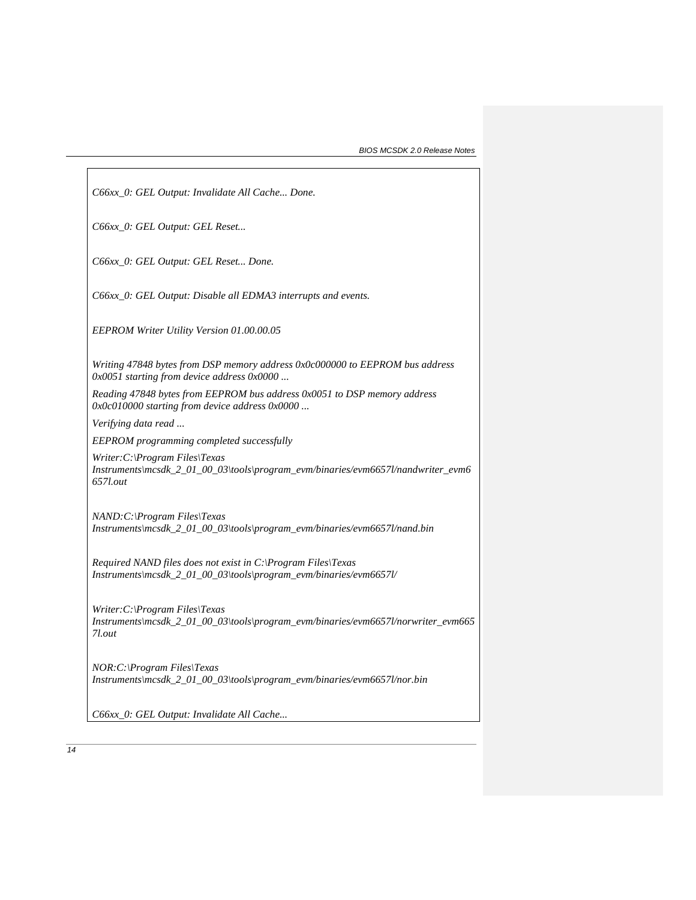```
C66xx_0: GEL Output: Invalidate All Cache... Done.

C66xx_0: GEL Output: GEL Reset...

C66xx_0: GEL Output: GEL Reset... Done.

C66xx_0: GEL Output: Disable all EDMA3 interrupts and events.

EEPROM Writer Utility Version 01.00.00.05

Writing 47848 bytes from DSP memory address 0x0c000000 to EEPROM bus address 0x0051 starting from device address 0x0000 ...
Reading 47848 bytes from EEPROM bus address 0x0051 to DSP memory address 0x0c010000 starting from device address 0x0000 ...
Verifying data read ...
EEPROM programming completed successfully
Writer:C:\Program Files\Texas Instruments\mcsdk_2_01_00_03\tools\program_evm/binaries/evm6657l/nandwriter_evm6657l.out

NAND:C:\Program Files\Texas Instruments\mcsdk_2_01_00_03\tools\program_evm/binaries/evm6657l/nand.bin

Required NAND files does not exist in C:\Program Files\Texas Instruments\mcsdk_2_01_00_03\tools\program_evm/binaries/evm6657l/

Writer:C:\Program Files\Texas Instruments\mcsdk_2_01_00_03\tools\program_evm/binaries/evm6657l/norwriter_evm6657l.out

NOR:C:\Program Files\Texas Instruments\mcsdk_2_01_00_03\tools\program_evm/binaries/evm6657l/nor.bin

C66xx_0: GEL Output: Invalidate All Cache...
```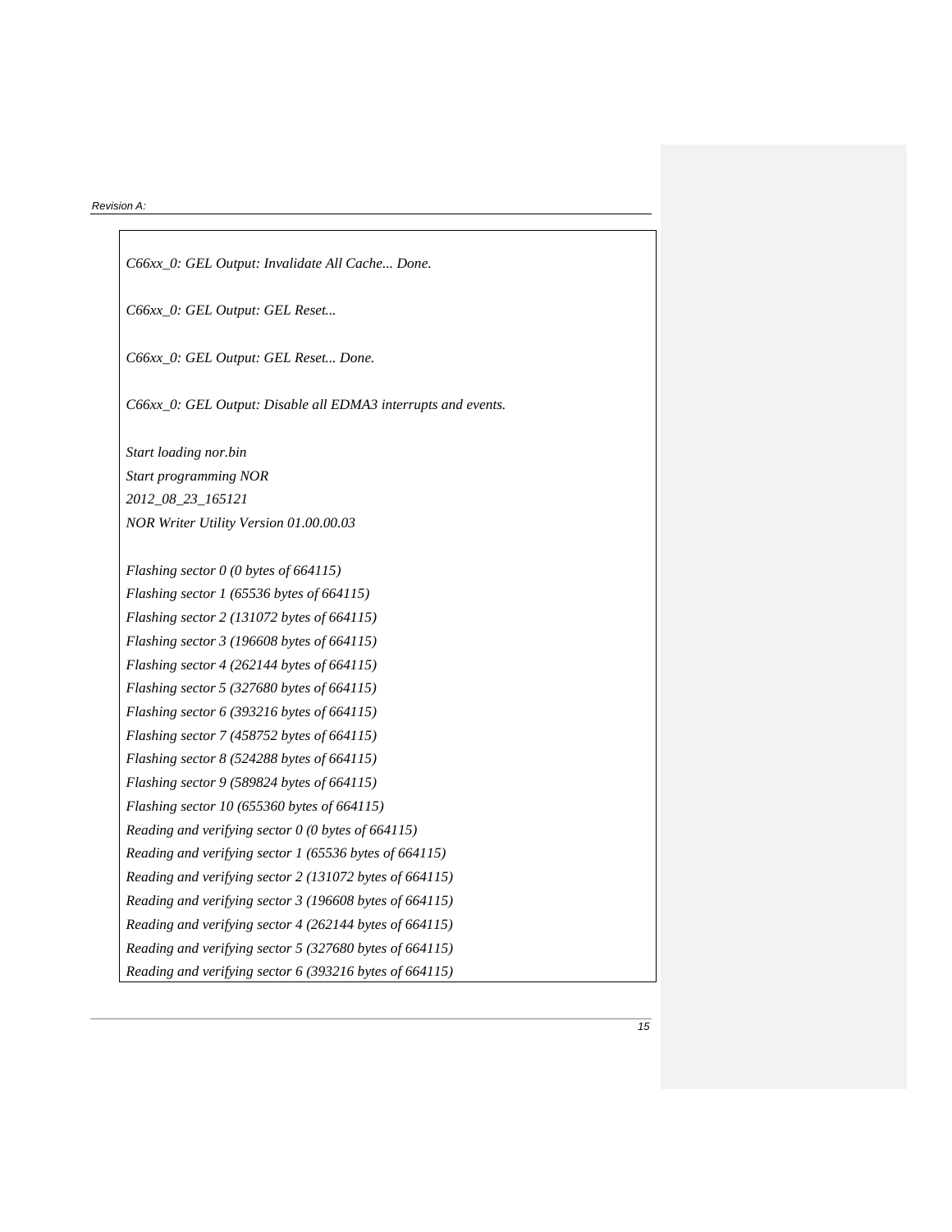```
C66xx_0: GEL Output: Invalidate All Cache... Done.

C66xx_0: GEL Output: GEL Reset...

C66xx_0: GEL Output: GEL Reset... Done.

C66xx_0: GEL Output: Disable all EDMA3 interrupts and events.

Start loading nor.bin
Start programming NOR
2012_08_23_165121
NOR Writer Utility Version 01.00.00.03

Flashing sector 0 (0 bytes of 664115)
Flashing sector 1 (65536 bytes of 664115)
Flashing sector 2 (131072 bytes of 664115)
Flashing sector 3 (196608 bytes of 664115)
Flashing sector 4 (262144 bytes of 664115)
Flashing sector 5 (327680 bytes of 664115)
Flashing sector 6 (393216 bytes of 664115)
Flashing sector 7 (458752 bytes of 664115)
Flashing sector 8 (524288 bytes of 664115)
Flashing sector 9 (589824 bytes of 664115)
Flashing sector 10 (655360 bytes of 664115)
Reading and verifying sector 0 (0 bytes of 664115)
Reading and verifying sector 1 (65536 bytes of 664115)
Reading and verifying sector 2 (131072 bytes of 664115)
Reading and verifying sector 3 (196608 bytes of 664115)
Reading and verifying sector 4 (262144 bytes of 664115)
Reading and verifying sector 5 (327680 bytes of 664115)
Reading and verifying sector 6 (393216 bytes of 664115)
```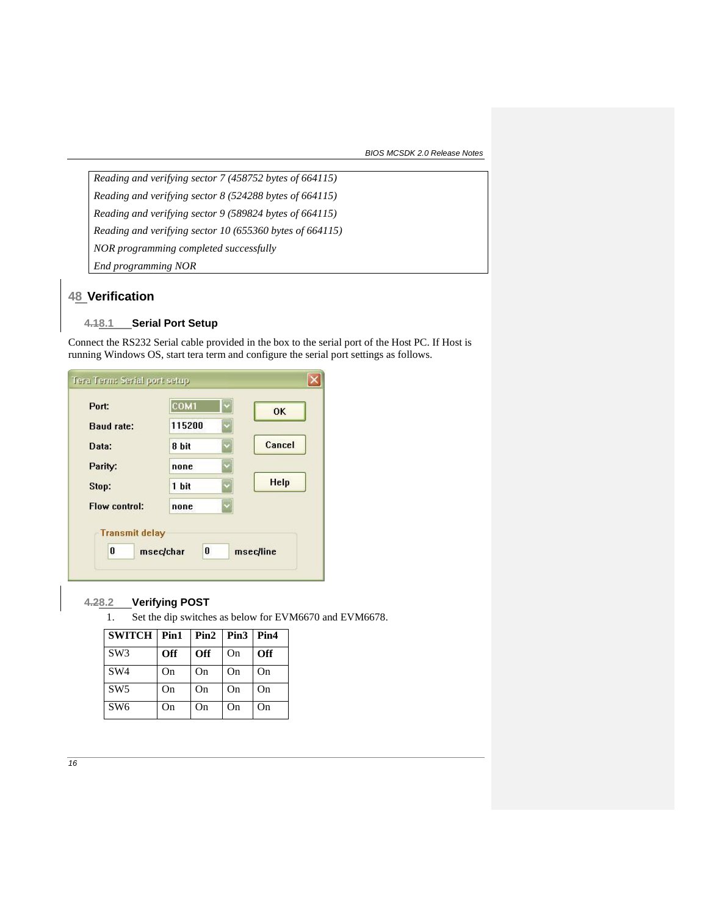```
Reading and verifying sector 7 (458752 bytes of 664115)
Reading and verifying sector 8 (524288 bytes of 664115)
Reading and verifying sector 9 (589824 bytes of 664115)
Reading and verifying sector 10 (655360 bytes of 664115)
NOR programming completed successfully
End programming NOR
```

# 8 Verification

## 8.1 Serial Port Setup

Connect the RS232 Serial cable provided in the box to the serial port of the Host PC. If Host is running Windows OS, start tera term and configure the serial port settings as follows.

Tera Term: Serial port setup

| Setting | Value |
|---|---|
| Port: | COM1 |
| Baud rate: | 115200 |
| Data: | 8 bit |
| Parity: | none |
| Stop: | 1 bit |
| Flow control: | none |

Transmit delay: 0 msec/char, 0 msec/line

## 8.2 Verifying POST

1. Set the dip switches as below for EVM6670 and EVM6678.

| SWITCH | Pin1 | Pin2 | Pin3 | Pin4 |
|---|---|---|---|---|
| SW3 | **Off** | **Off** | On | **Off** |
| SW4 | On | On | On | On |
| SW5 | On | On | On | On |
| SW6 | On | On | On | On |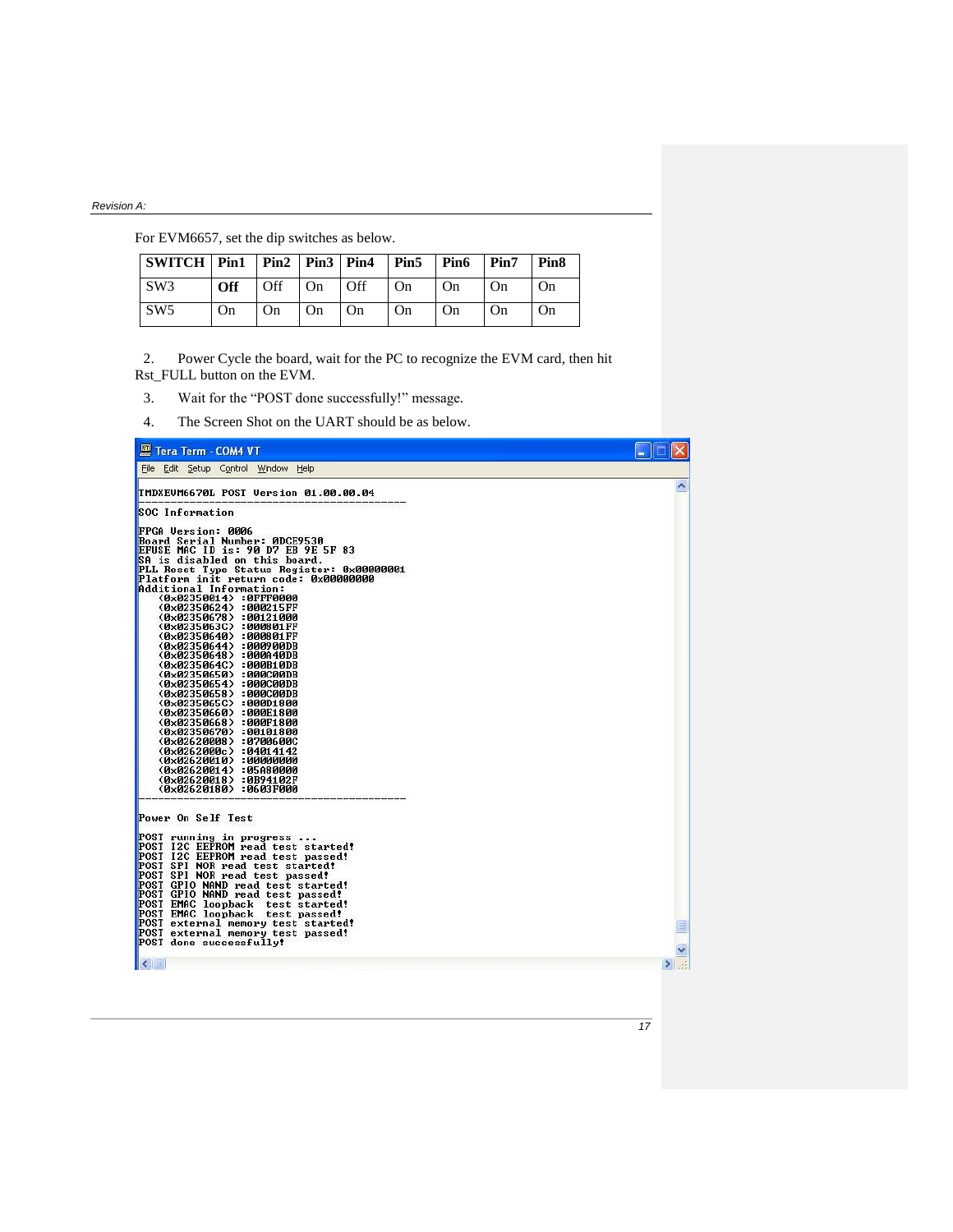For EVM6657, set the dip switches as below.

| SWITCH | Pin1 | Pin2 | Pin3 | Pin4 | Pin5 | Pin6 | Pin7 | Pin8 |
|---|---|---|---|---|---|---|---|---|
| SW3 | **Off** | Off | On | Off | On | On | On | On |
| SW5 | On | On | On | On | On | On | On | On |

2. Power Cycle the board, wait for the PC to recognize the EVM card, then hit Rst_FULL button on the EVM.

3. Wait for the "POST done successfully!" message.

4. The Screen Shot on the UART should be as below.

```
Tera Term - COM4 VT
File  Edit  Setup  Control  Window  Help

TMDXEVM6670L POST Version 01.00.00.04
------------------------------------------
SOC Information

FPGA Version: 0006
Board Serial Number: 0DCE9530
EFUSE MAC ID is: 90 D7 EB 9E 5F 83
SA is disabled on this board.
PLL Reset Type Status Register: 0x00000001
Platform init return code: 0x00000000
Additional Information:
    (0x02350014) :0FFF0000
    (0x02350624) :000215FF
    (0x02350678) :00121000
    (0x0235063C) :000801FF
    (0x02350640) :000801FF
    (0x02350644) :000900DB
    (0x02350648) :000A40DB
    (0x0235064C) :000B10DB
    (0x02350650) :000C00DB
    (0x02350654) :000C00DB
    (0x02350658) :000C00DB
    (0x0235065C) :000D1800
    (0x02350660) :000E1800
    (0x02350668) :000F1800
    (0x02350670) :00101800
    (0x02620008) :0700600C
    (0x0262000c) :04014142
    (0x02620010) :00000000
    (0x02620014) :05A80000
    (0x02620018) :0B94102F
    (0x02620180) :0603F000
------------------------------------------

Power On Self Test

POST running in progress ...
POST I2C EEPROM read test started!
POST I2C EEPROM read test passed!
POST SPI NOR read test started!
POST SPI NOR read test passed!
POST GPIO NAND read test started!
POST GPIO NAND read test passed!
POST EMAC loopback  test started!
POST EMAC loopback  test passed!
POST external memory test started!
POST external memory test passed!
POST done successfully!
```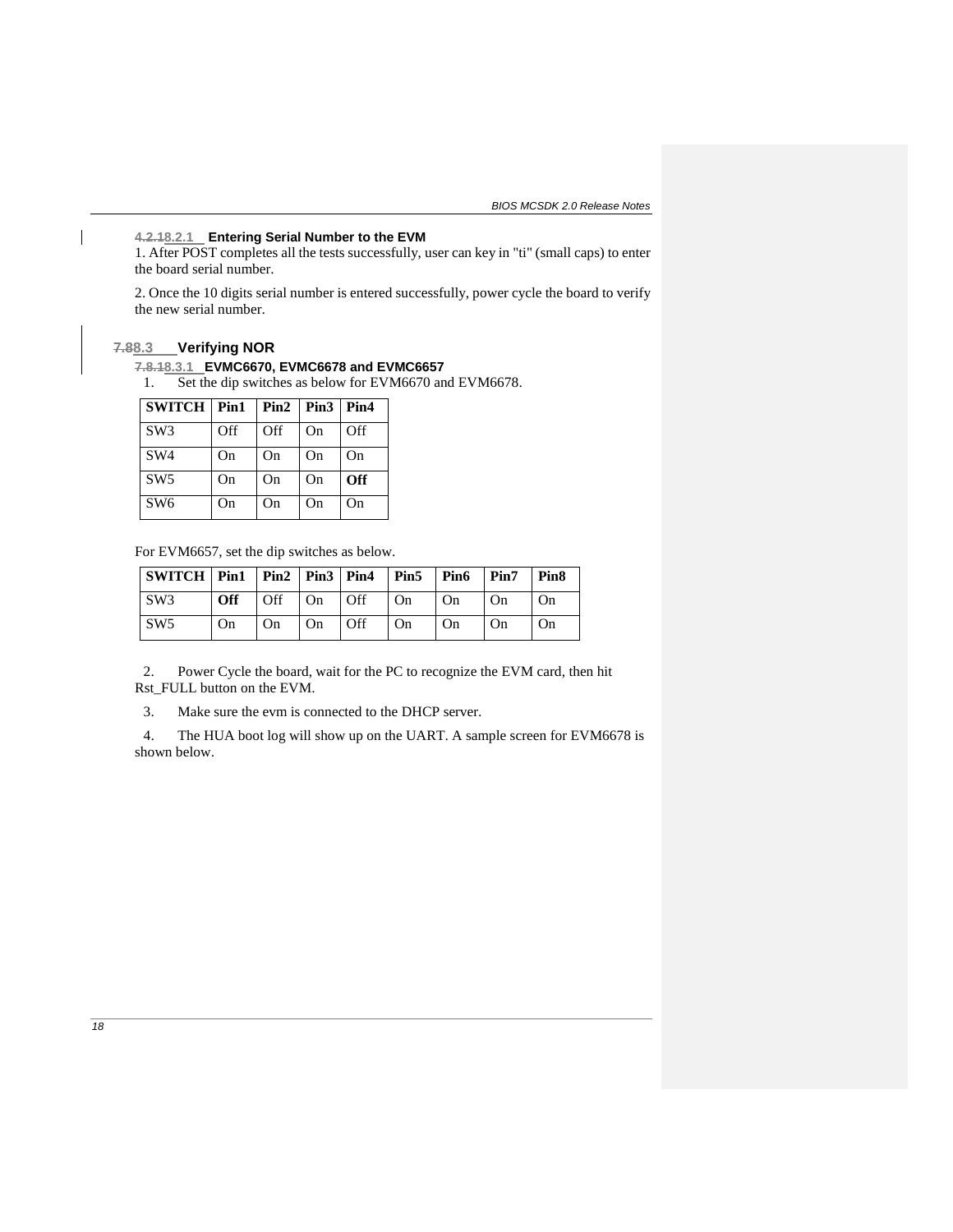#### 8.2.1 Entering Serial Number to the EVM

1. After POST completes all the tests successfully, user can key in "ti" (small caps) to enter the board serial number.

2. Once the 10 digits serial number is entered successfully, power cycle the board to verify the new serial number.

### 8.3 Verifying NOR

#### 8.3.1 EVMC6670, EVMC6678 and EVMC6657

1. Set the dip switches as below for EVM6670 and EVM6678.

| SWITCH | Pin1 | Pin2 | Pin3 | Pin4 |
|---|---|---|---|---|
| SW3 | Off | Off | On | Off |
| SW4 | On | On | On | On |
| SW5 | On | On | On | **Off** |
| SW6 | On | On | On | On |

For EVM6657, set the dip switches as below.

| SWITCH | Pin1 | Pin2 | Pin3 | Pin4 | Pin5 | Pin6 | Pin7 | Pin8 |
|---|---|---|---|---|---|---|---|---|
| SW3 | **Off** | Off | On | Off | On | On | On | On |
| SW5 | On | On | On | Off | On | On | On | On |

2. Power Cycle the board, wait for the PC to recognize the EVM card, then hit Rst_FULL button on the EVM.

3. Make sure the evm is connected to the DHCP server.

4. The HUA boot log will show up on the UART. A sample screen for EVM6678 is shown below.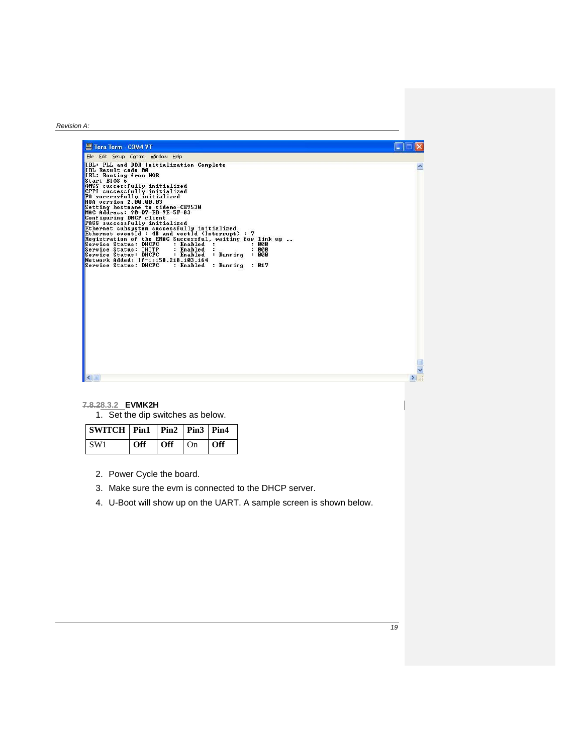```
IBL: PLL and DDR Initialization Complete
IBL Result code 00
IBL: Booting from NOR
Start BIOS 6
QMSS successfully initialized
CPPI successfully initialized
PA successfully initialized
HUA version 2.00.00.03
Setting hostname to tidemo-CE9530
MAC Address: 90-D7-EB-9E-5F-83
Configuring DHCP client
PASS successfully initialized
Ethernet subsystem successfully initialized
Ethernet eventId : 48 and vectId (Interrupt) : 7
Registration of the EMAC Successful, waiting for link up ..
Service Status: DHCPC    : Enabled  :          : 000
Service Status: THTTP    : Enabled  :          : 000
Service Status: DHCPC    : Enabled  : Running  : 000
Network Added: If-1:158.218.103.164
Service Status: DHCPC    : Enabled  : Running  : 017
```

#### 7.8.28.3.2 EVMK2H

1. Set the dip switches as below.

| SWITCH | Pin1 | Pin2 | Pin3 | Pin4 |
| --- | --- | --- | --- | --- |
| SW1 | **Off** | **Off** | On | **Off** |

2. Power Cycle the board.
3. Make sure the evm is connected to the DHCP server.
4. U-Boot will show up on the UART. A sample screen is shown below.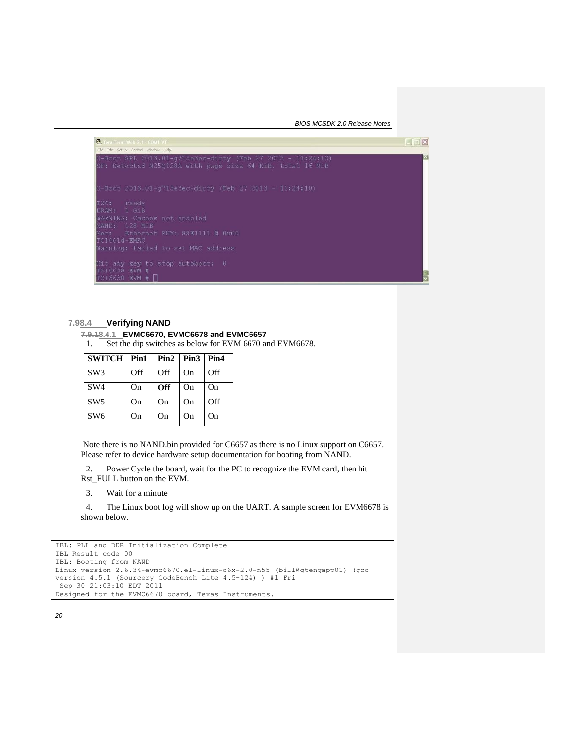```
U-Boot SPL 2013.01-g715e3ec-dirty (Feb 27 2013 - 11:24:10)
SF: Detected N25Q128A with page size 64 KiB, total 16 MiB


U-Boot 2013.01-g715e3ec-dirty (Feb 27 2013 - 11:24:10)

I2C:   ready
DRAM:  1 GiB
WARNING: Caches not enabled
NAND:  128 MiB
Net:   Ethernet PHY: 88E1111 @ 0x00
TCI6614-EMAC
Warning: failed to set MAC address

Hit any key to stop autoboot:  0
TCI6638 EVM #
TCI6638 EVM #
```

### 7.98.4 Verifying NAND

#### 7.9.18.4.1 EVMC6670, EVMC6678 and EVMC6657

1. Set the dip switches as below for EVM 6670 and EVM6678.

| SWITCH | Pin1 | Pin2 | Pin3 | Pin4 |
|---|---|---|---|---|
| SW3 | Off | Off | On | Off |
| SW4 | On | **Off** | On | On |
| SW5 | On | On | On | Off |
| SW6 | On | On | On | On |

Note there is no NAND.bin provided for C6657 as there is no Linux support on C6657. Please refer to device hardware setup documentation for booting from NAND.

2. Power Cycle the board, wait for the PC to recognize the EVM card, then hit Rst_FULL button on the EVM.

3. Wait for a minute

4. The Linux boot log will show up on the UART. A sample screen for EVM6678 is shown below.

```
IBL: PLL and DDR Initialization Complete
IBL Result code 00
IBL: Booting from NAND
Linux version 2.6.34-evmc6670.el-linux-c6x-2.0-n55 (bill@gtengapp01) (gcc
version 4.5.1 (Sourcery CodeBench Lite 4.5-124) ) #1 Fri
 Sep 30 21:03:10 EDT 2011
Designed for the EVMC6670 board, Texas Instruments.
```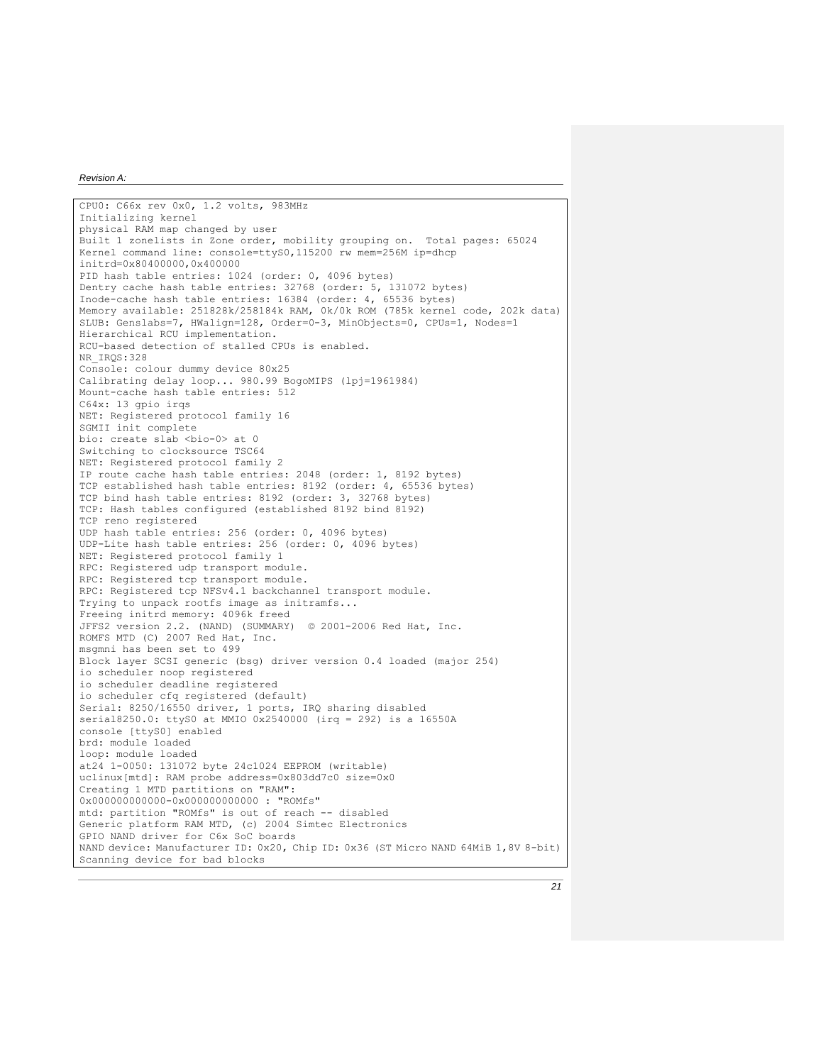```
CPU0: C66x rev 0x0, 1.2 volts, 983MHz
Initializing kernel
physical RAM map changed by user
Built 1 zonelists in Zone order, mobility grouping on.  Total pages: 65024
Kernel command line: console=ttyS0,115200 rw mem=256M ip=dhcp
initrd=0x80400000,0x400000
PID hash table entries: 1024 (order: 0, 4096 bytes)
Dentry cache hash table entries: 32768 (order: 5, 131072 bytes)
Inode-cache hash table entries: 16384 (order: 4, 65536 bytes)
Memory available: 251828k/258184k RAM, 0k/0k ROM (785k kernel code, 202k data)
SLUB: Genslabs=7, HWalign=128, Order=0-3, MinObjects=0, CPUs=1, Nodes=1
Hierarchical RCU implementation.
RCU-based detection of stalled CPUs is enabled.
NR_IRQS:328
Console: colour dummy device 80x25
Calibrating delay loop... 980.99 BogoMIPS (lpj=1961984)
Mount-cache hash table entries: 512
C64x: 13 gpio irqs
NET: Registered protocol family 16
SGMII init complete
bio: create slab <bio-0> at 0
Switching to clocksource TSC64
NET: Registered protocol family 2
IP route cache hash table entries: 2048 (order: 1, 8192 bytes)
TCP established hash table entries: 8192 (order: 4, 65536 bytes)
TCP bind hash table entries: 8192 (order: 3, 32768 bytes)
TCP: Hash tables configured (established 8192 bind 8192)
TCP reno registered
UDP hash table entries: 256 (order: 0, 4096 bytes)
UDP-Lite hash table entries: 256 (order: 0, 4096 bytes)
NET: Registered protocol family 1
RPC: Registered udp transport module.
RPC: Registered tcp transport module.
RPC: Registered tcp NFSv4.1 backchannel transport module.
Trying to unpack rootfs image as initramfs...
Freeing initrd memory: 4096k freed
JFFS2 version 2.2. (NAND) (SUMMARY)  © 2001-2006 Red Hat, Inc.
ROMFS MTD (C) 2007 Red Hat, Inc.
msgmni has been set to 499
Block layer SCSI generic (bsg) driver version 0.4 loaded (major 254)
io scheduler noop registered
io scheduler deadline registered
io scheduler cfq registered (default)
Serial: 8250/16550 driver, 1 ports, IRQ sharing disabled
serial8250.0: ttyS0 at MMIO 0x2540000 (irq = 292) is a 16550A
console [ttyS0] enabled
brd: module loaded
loop: module loaded
at24 1-0050: 131072 byte 24c1024 EEPROM (writable)
uclinux[mtd]: RAM probe address=0x803dd7c0 size=0x0
Creating 1 MTD partitions on "RAM":
0x000000000000-0x000000000000 : "ROMfs"
mtd: partition "ROMfs" is out of reach -- disabled
Generic platform RAM MTD, (c) 2004 Simtec Electronics
GPIO NAND driver for C6x SoC boards
NAND device: Manufacturer ID: 0x20, Chip ID: 0x36 (ST Micro NAND 64MiB 1,8V 8-bit)
Scanning device for bad blocks
```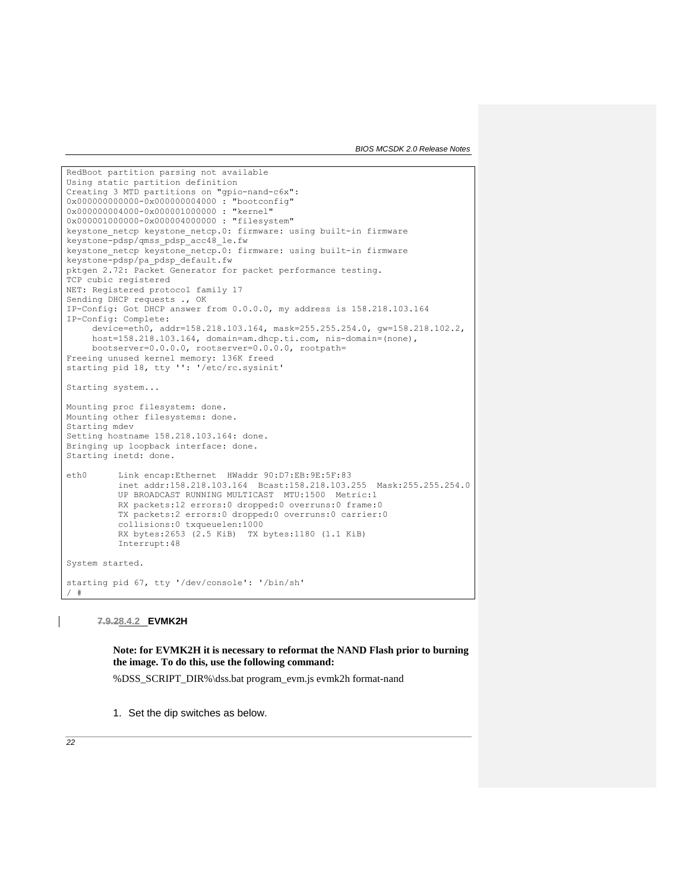```
RedBoot partition parsing not available
Using static partition definition
Creating 3 MTD partitions on "gpio-nand-c6x":
0x000000000000-0x000000004000 : "bootconfig"
0x000000004000-0x000001000000 : "kernel"
0x000001000000-0x000004000000 : "filesystem"
keystone_netcp keystone_netcp.0: firmware: using built-in firmware
keystone-pdsp/qmss_pdsp_acc48_le.fw
keystone_netcp keystone_netcp.0: firmware: using built-in firmware
keystone-pdsp/pa_pdsp_default.fw
pktgen 2.72: Packet Generator for packet performance testing.
TCP cubic registered
NET: Registered protocol family 17
Sending DHCP requests ., OK
IP-Config: Got DHCP answer from 0.0.0.0, my address is 158.218.103.164
IP-Config: Complete:
     device=eth0, addr=158.218.103.164, mask=255.255.254.0, gw=158.218.102.2,
     host=158.218.103.164, domain=am.dhcp.ti.com, nis-domain=(none),
     bootserver=0.0.0.0, rootserver=0.0.0.0, rootpath=
Freeing unused kernel memory: 136K freed
starting pid 18, tty '': '/etc/rc.sysinit'

Starting system...

Mounting proc filesystem: done.
Mounting other filesystems: done.
Starting mdev
Setting hostname 158.218.103.164: done.
Bringing up loopback interface: done.
Starting inetd: done.

eth0      Link encap:Ethernet  HWaddr 90:D7:EB:9E:5F:83
          inet addr:158.218.103.164  Bcast:158.218.103.255  Mask:255.255.254.0
          UP BROADCAST RUNNING MULTICAST  MTU:1500  Metric:1
          RX packets:12 errors:0 dropped:0 overruns:0 frame:0
          TX packets:2 errors:0 dropped:0 overruns:0 carrier:0
          collisions:0 txqueuelen:1000
          RX bytes:2653 (2.5 KiB)  TX bytes:1180 (1.1 KiB)
          Interrupt:48

System started.

starting pid 67, tty '/dev/console': '/bin/sh'
/ #
```

#### 8.4.2 EVMK2H

**Note: for EVMK2H it is necessary to reformat the NAND Flash prior to burning the image. To do this, use the following command:**

%DSS_SCRIPT_DIR%\dss.bat program_evm.js evmk2h format-nand

1. Set the dip switches as below.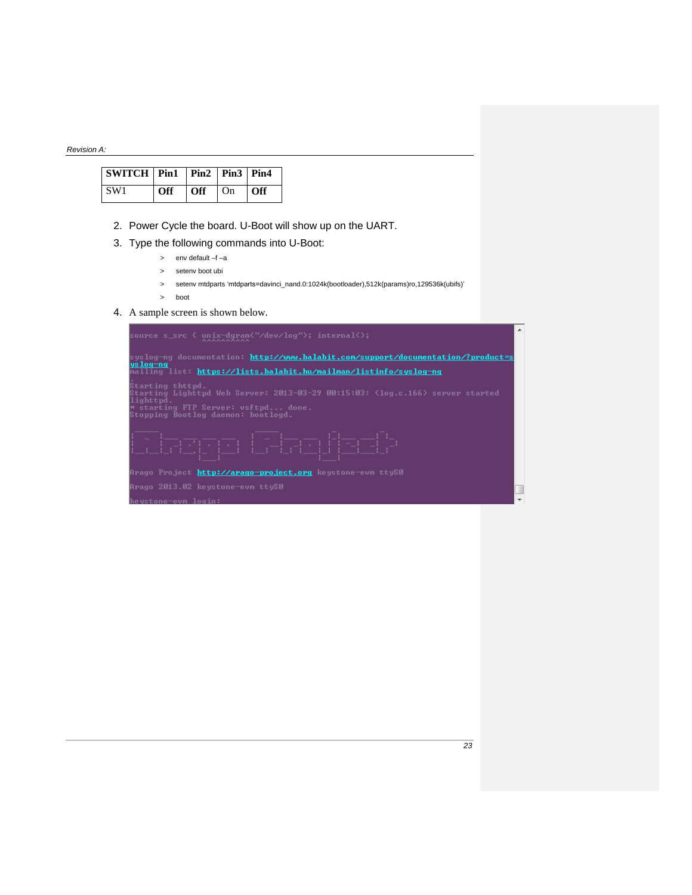*Revision A:*

| SWITCH | Pin1 | Pin2 | Pin3 | Pin4 |
|---|---|---|---|---|
| SW1 | **Off** | **Off** | On | **Off** |

2. Power Cycle the board. U-Boot will show up on the UART.
3. Type the following commands into U-Boot:
   - > env default –f –a
   - > setenv boot ubi
   - > setenv mtdparts 'mtdparts=davinci_nand.0:1024k(bootloader),512k(params)ro,129536k(ubifs)'
   - > boot
4. A sample screen is shown below.

```
source s_src { unix-dgram("/dev/log"); internal();
               ^^^^^^^^^^

syslog-ng documentation: http://www.balabit.com/support/documentation/?product=syslog-ng
mailing list: https://lists.balabit.hu/mailman/listinfo/syslog-ng

Starting thttpd.
Starting Lighttpd Web Server: 2013-03-29 00:15:03: (log.c.166) server started
lighttpd.
* starting FTP Server: vsftpd... done.
Stopping Bootlog daemon: bootlogd.

Arago Project http://arago-project.org keystone-evm ttyS0

Arago 2013.02 keystone-evm ttyS0

keystone-evm login:
```